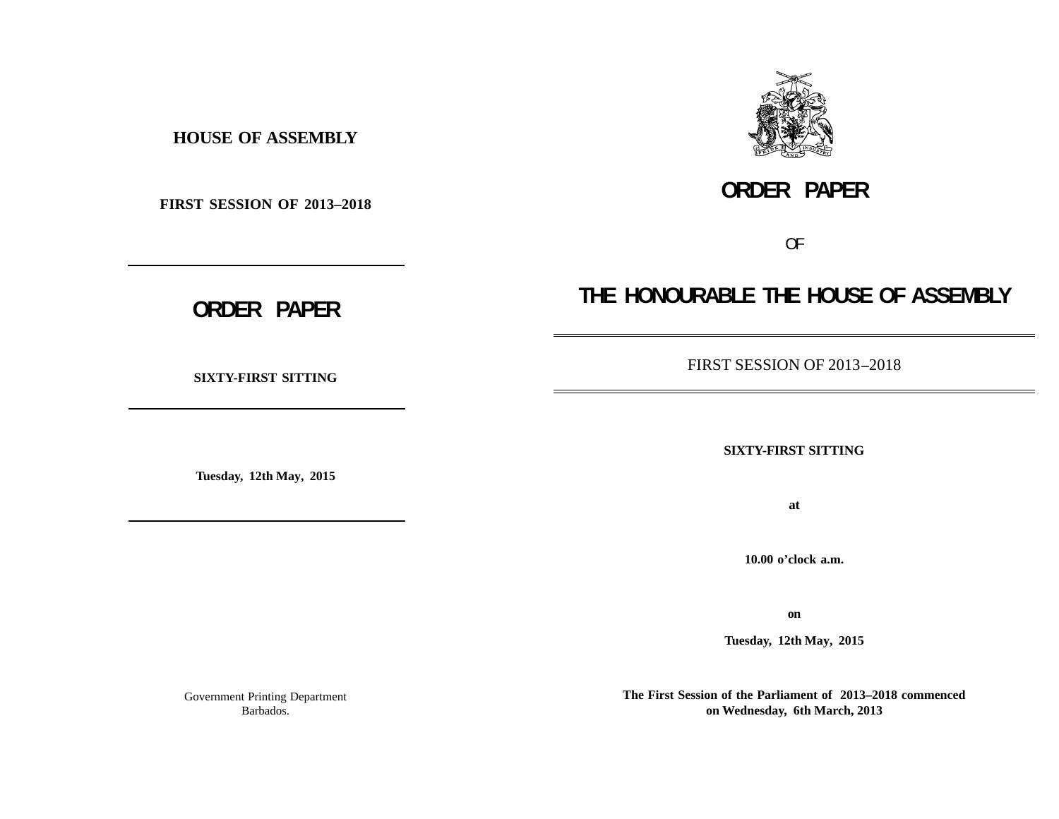**HOUSE OF ASSEMBLY**

**FIRST SESSION OF 2013–2018**

---

# ORDER PAPER

**SIXTY-FIRST SITTING**

---

**Tuesday, 12th May, 2015**

---

Government Printing Department
Barbados.

# ORDER PAPER

OF

# THE HONOURABLE THE HOUSE OF ASSEMBLY

---

FIRST SESSION OF 2013–2018

---

**SIXTY-FIRST SITTING**

**at**

**10.00 o'clock a.m.**

**on**

**Tuesday, 12th May, 2015**

**The First Session of the Parliament of 2013–2018 commenced on Wednesday, 6th March, 2013**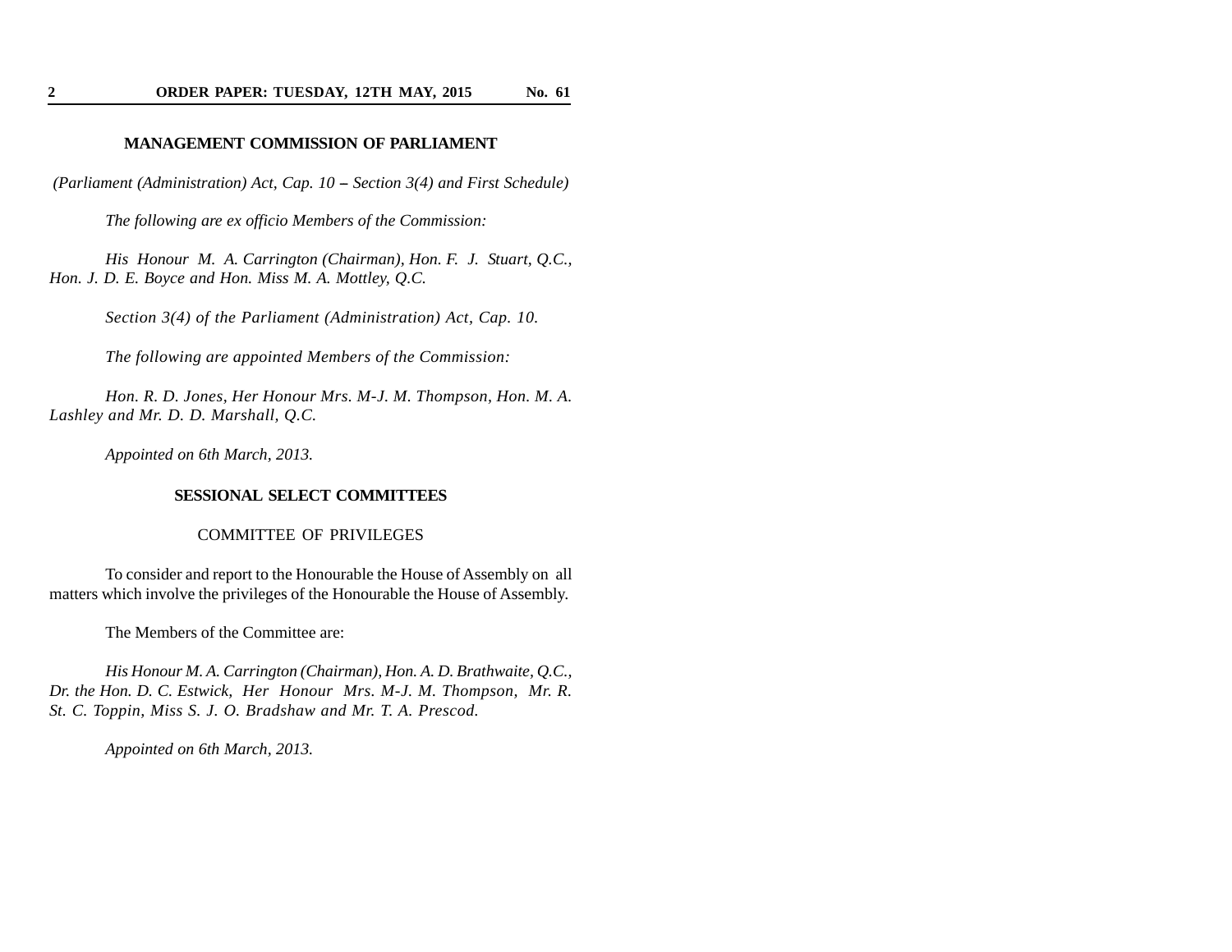## MANAGEMENT COMMISSION OF PARLIAMENT

*(Parliament (Administration) Act, Cap. 10 – Section 3(4) and First Schedule)*

*The following are ex officio Members of the Commission:*

*His Honour M. A. Carrington (Chairman), Hon. F. J. Stuart, Q.C., Hon. J. D. E. Boyce and Hon. Miss M. A. Mottley, Q.C.*

*Section 3(4) of the Parliament (Administration) Act, Cap. 10.*

*The following are appointed Members of the Commission:*

*Hon. R. D. Jones, Her Honour Mrs. M-J. M. Thompson, Hon. M. A. Lashley and Mr. D. D. Marshall, Q.C.*

*Appointed on 6th March, 2013.*

## SESSIONAL SELECT COMMITTEES

### COMMITTEE OF PRIVILEGES

To consider and report to the Honourable the House of Assembly on all matters which involve the privileges of the Honourable the House of Assembly.

The Members of the Committee are:

*His Honour M. A. Carrington (Chairman), Hon. A. D. Brathwaite, Q.C., Dr. the Hon. D. C. Estwick, Her Honour Mrs. M-J. M. Thompson, Mr. R. St. C. Toppin, Miss S. J. O. Bradshaw and Mr. T. A. Prescod.*

*Appointed on 6th March, 2013.*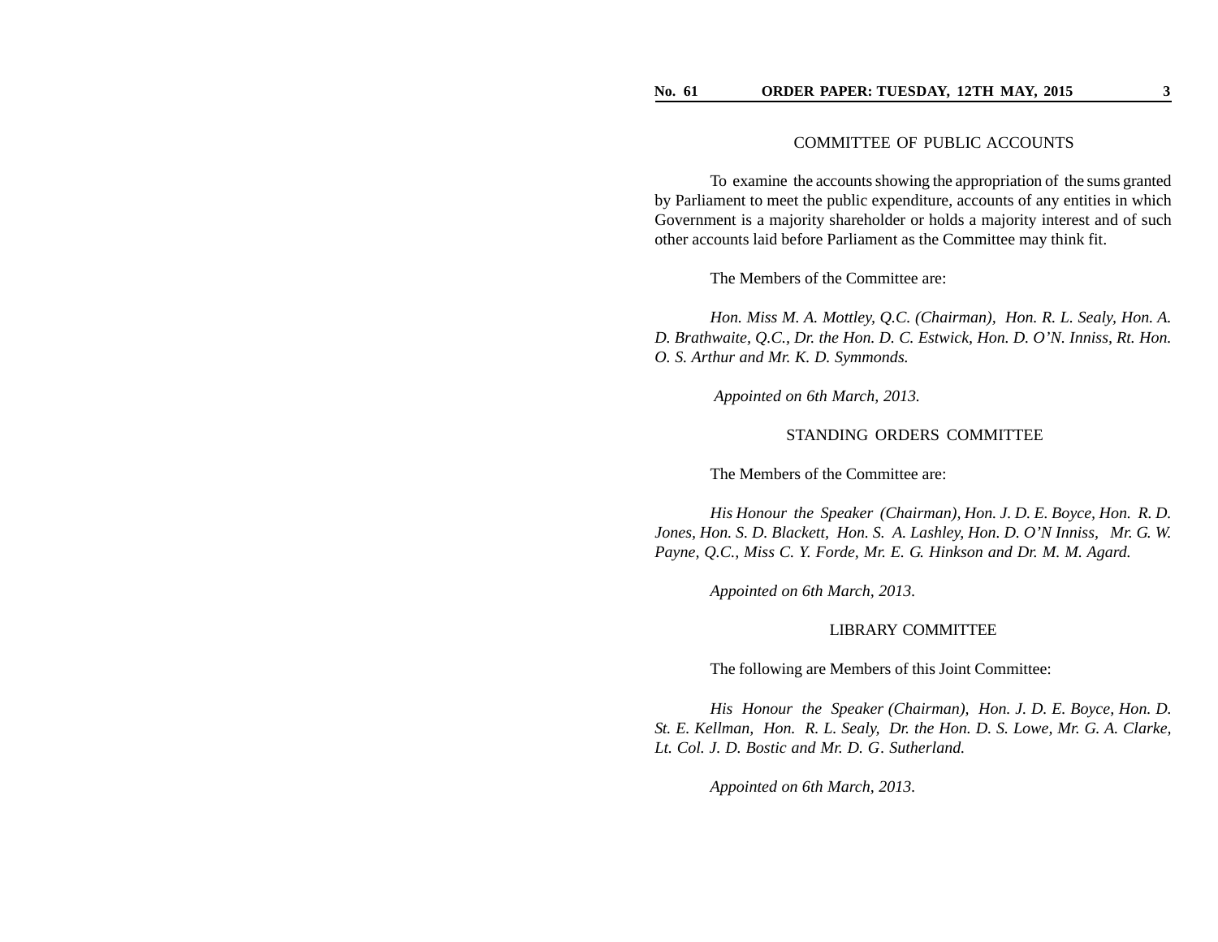## COMMITTEE OF PUBLIC ACCOUNTS

To examine the accounts showing the appropriation of the sums granted by Parliament to meet the public expenditure, accounts of any entities in which Government is a majority shareholder or holds a majority interest and of such other accounts laid before Parliament as the Committee may think fit.

The Members of the Committee are:

*Hon. Miss M. A. Mottley, Q.C. (Chairman), Hon. R. L. Sealy, Hon. A. D. Brathwaite, Q.C., Dr. the Hon. D. C. Estwick, Hon. D. O'N. Inniss, Rt. Hon. O. S. Arthur and Mr. K. D. Symmonds.*

*Appointed on 6th March, 2013.*

## STANDING ORDERS COMMITTEE

The Members of the Committee are:

*His Honour the Speaker (Chairman), Hon. J. D. E. Boyce, Hon. R. D. Jones, Hon. S. D. Blackett, Hon. S. A. Lashley, Hon. D. O'N Inniss, Mr. G. W. Payne, Q.C., Miss C. Y. Forde, Mr. E. G. Hinkson and Dr. M. M. Agard.*

*Appointed on 6th March, 2013.*

## LIBRARY COMMITTEE

The following are Members of this Joint Committee:

*His Honour the Speaker (Chairman), Hon. J. D. E. Boyce, Hon. D. St. E. Kellman, Hon. R. L. Sealy, Dr. the Hon. D. S. Lowe, Mr. G. A. Clarke, Lt. Col. J. D. Bostic and Mr. D. G. Sutherland.*

*Appointed on 6th March, 2013.*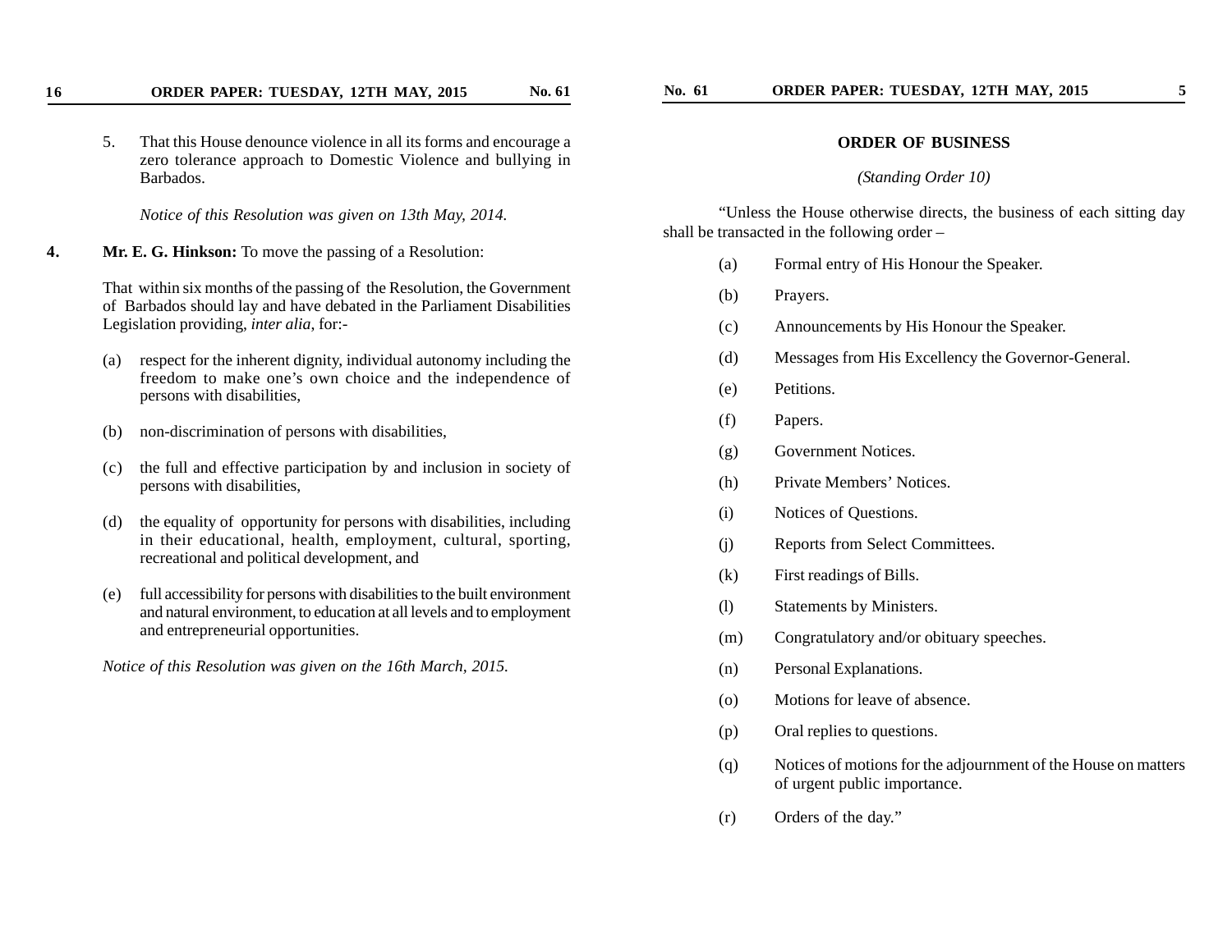5. That this House denounce violence in all its forms and encourage a zero tolerance approach to Domestic Violence and bullying in Barbados.

*Notice of this Resolution was given on 13th May, 2014.*

**4. Mr. E. G. Hinkson:** To move the passing of a Resolution:

That within six months of the passing of the Resolution, the Government of Barbados should lay and have debated in the Parliament Disabilities Legislation providing, *inter alia*, for:-

(a) respect for the inherent dignity, individual autonomy including the freedom to make one's own choice and the independence of persons with disabilities,

(b) non-discrimination of persons with disabilities,

(c) the full and effective participation by and inclusion in society of persons with disabilities,

(d) the equality of opportunity for persons with disabilities, including in their educational, health, employment, cultural, sporting, recreational and political development, and

(e) full accessibility for persons with disabilities to the built environment and natural environment, to education at all levels and to employment and entrepreneurial opportunities.

*Notice of this Resolution was given on the 16th March, 2015.*

## ORDER OF BUSINESS

*(Standing Order 10)*

"Unless the House otherwise directs, the business of each sitting day shall be transacted in the following order –

(a) Formal entry of His Honour the Speaker.

(b) Prayers.

(c) Announcements by His Honour the Speaker.

(d) Messages from His Excellency the Governor-General.

(e) Petitions.

(f) Papers.

(g) Government Notices.

(h) Private Members' Notices.

(i) Notices of Questions.

(j) Reports from Select Committees.

(k) First readings of Bills.

(l) Statements by Ministers.

(m) Congratulatory and/or obituary speeches.

(n) Personal Explanations.

(o) Motions for leave of absence.

(p) Oral replies to questions.

(q) Notices of motions for the adjournment of the House on matters of urgent public importance.

(r) Orders of the day."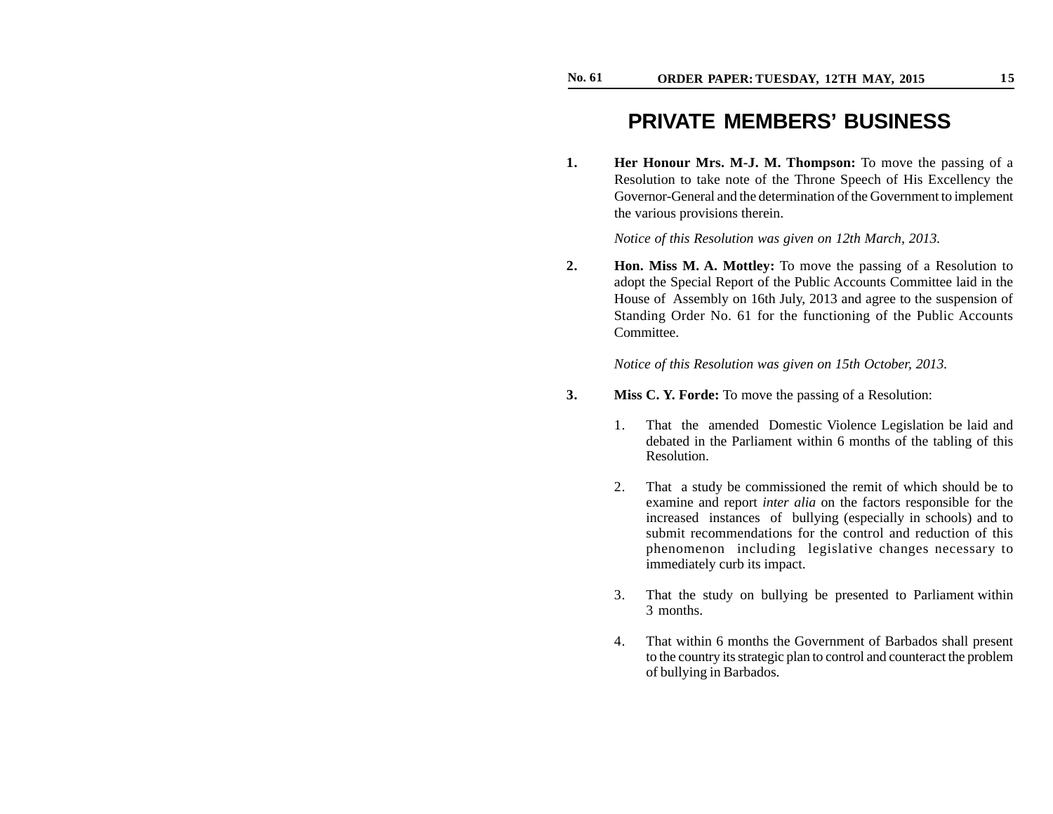# PRIVATE MEMBERS' BUSINESS

**1.** **Her Honour Mrs. M-J. M. Thompson:** To move the passing of a Resolution to take note of the Throne Speech of His Excellency the Governor-General and the determination of the Government to implement the various provisions therein.

*Notice of this Resolution was given on 12th March, 2013.*

**2.** **Hon. Miss M. A. Mottley:** To move the passing of a Resolution to adopt the Special Report of the Public Accounts Committee laid in the House of Assembly on 16th July, 2013 and agree to the suspension of Standing Order No. 61 for the functioning of the Public Accounts Committee.

*Notice of this Resolution was given on 15th October, 2013.*

**3.** **Miss C. Y. Forde:** To move the passing of a Resolution:

1. That the amended Domestic Violence Legislation be laid and debated in the Parliament within 6 months of the tabling of this Resolution.

2. That a study be commissioned the remit of which should be to examine and report *inter alia* on the factors responsible for the increased instances of bullying (especially in schools) and to submit recommendations for the control and reduction of this phenomenon including legislative changes necessary to immediately curb its impact.

3. That the study on bullying be presented to Parliament within 3 months.

4. That within 6 months the Government of Barbados shall present to the country its strategic plan to control and counteract the problem of bullying in Barbados.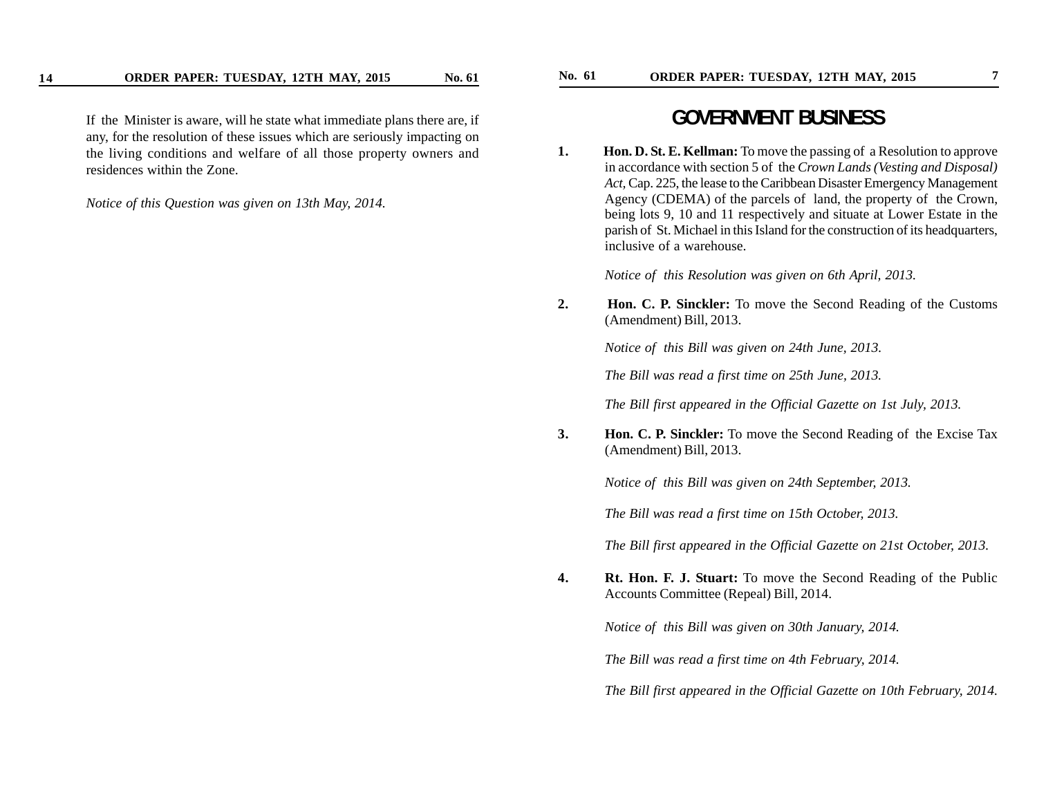If the Minister is aware, will he state what immediate plans there are, if any, for the resolution of these issues which are seriously impacting on the living conditions and welfare of all those property owners and residences within the Zone.

*Notice of this Question was given on 13th May, 2014.*

# GOVERNMENT BUSINESS

1. **Hon. D. St. E. Kellman:** To move the passing of a Resolution to approve in accordance with section 5 of the *Crown Lands (Vesting and Disposal) Act*, Cap. 225, the lease to the Caribbean Disaster Emergency Management Agency (CDEMA) of the parcels of land, the property of the Crown, being lots 9, 10 and 11 respectively and situate at Lower Estate in the parish of St. Michael in this Island for the construction of its headquarters, inclusive of a warehouse.

   *Notice of this Resolution was given on 6th April, 2013.*

2. **Hon. C. P. Sinckler:** To move the Second Reading of the Customs (Amendment) Bill, 2013.

   *Notice of this Bill was given on 24th June, 2013.*

   *The Bill was read a first time on 25th June, 2013.*

   *The Bill first appeared in the Official Gazette on 1st July, 2013.*

3. **Hon. C. P. Sinckler:** To move the Second Reading of the Excise Tax (Amendment) Bill, 2013.

   *Notice of this Bill was given on 24th September, 2013.*

   *The Bill was read a first time on 15th October, 2013.*

   *The Bill first appeared in the Official Gazette on 21st October, 2013.*

4. **Rt. Hon. F. J. Stuart:** To move the Second Reading of the Public Accounts Committee (Repeal) Bill, 2014.

   *Notice of this Bill was given on 30th January, 2014.*

   *The Bill was read a first time on 4th February, 2014.*

   *The Bill first appeared in the Official Gazette on 10th February, 2014.*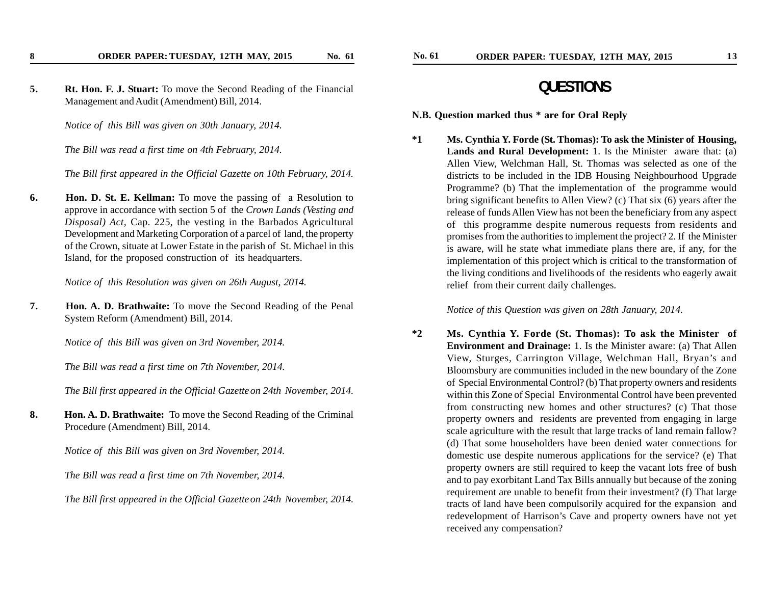**5.** **Rt. Hon. F. J. Stuart:** To move the Second Reading of the Financial Management and Audit (Amendment) Bill, 2014.

*Notice of this Bill was given on 30th January, 2014.*

*The Bill was read a first time on 4th February, 2014.*

*The Bill first appeared in the Official Gazette on 10th February, 2014.*

**6.** **Hon. D. St. E. Kellman:** To move the passing of a Resolution to approve in accordance with section 5 of the *Crown Lands (Vesting and Disposal) Act,* Cap. 225, the vesting in the Barbados Agricultural Development and Marketing Corporation of a parcel of land, the property of the Crown, situate at Lower Estate in the parish of St. Michael in this Island, for the proposed construction of its headquarters.

*Notice of this Resolution was given on 26th August, 2014.*

**7.** **Hon. A. D. Brathwaite:** To move the Second Reading of the Penal System Reform (Amendment) Bill, 2014.

*Notice of this Bill was given on 3rd November, 2014.*

*The Bill was read a first time on 7th November, 2014.*

*The Bill first appeared in the Official Gazette on 24th November, 2014.*

**8.** **Hon. A. D. Brathwaite:** To move the Second Reading of the Criminal Procedure (Amendment) Bill, 2014.

*Notice of this Bill was given on 3rd November, 2014.*

*The Bill was read a first time on 7th November, 2014.*

*The Bill first appeared in the Official Gazette on 24th November, 2014.*

# QUESTIONS

**N.B. Question marked thus * are for Oral Reply**

**\*1** **Ms. Cynthia Y. Forde (St. Thomas): To ask the Minister of Housing, Lands and Rural Development:** 1. Is the Minister aware that: (a) Allen View, Welchman Hall, St. Thomas was selected as one of the districts to be included in the IDB Housing Neighbourhood Upgrade Programme? (b) That the implementation of the programme would bring significant benefits to Allen View? (c) That six (6) years after the release of funds Allen View has not been the beneficiary from any aspect of this programme despite numerous requests from residents and promises from the authorities to implement the project? 2. If the Minister is aware, will he state what immediate plans there are, if any, for the implementation of this project which is critical to the transformation of the living conditions and livelihoods of the residents who eagerly await relief from their current daily challenges.

*Notice of this Question was given on 28th January, 2014.*

**\*2** **Ms. Cynthia Y. Forde (St. Thomas): To ask the Minister of Environment and Drainage:** 1. Is the Minister aware: (a) That Allen View, Sturges, Carrington Village, Welchman Hall, Bryan's and Bloomsbury are communities included in the new boundary of the Zone of Special Environmental Control? (b) That property owners and residents within this Zone of Special Environmental Control have been prevented from constructing new homes and other structures? (c) That those property owners and residents are prevented from engaging in large scale agriculture with the result that large tracks of land remain fallow? (d) That some householders have been denied water connections for domestic use despite numerous applications for the service? (e) That property owners are still required to keep the vacant lots free of bush and to pay exorbitant Land Tax Bills annually but because of the zoning requirement are unable to benefit from their investment? (f) That large tracts of land have been compulsorily acquired for the expansion and redevelopment of Harrison's Cave and property owners have not yet received any compensation?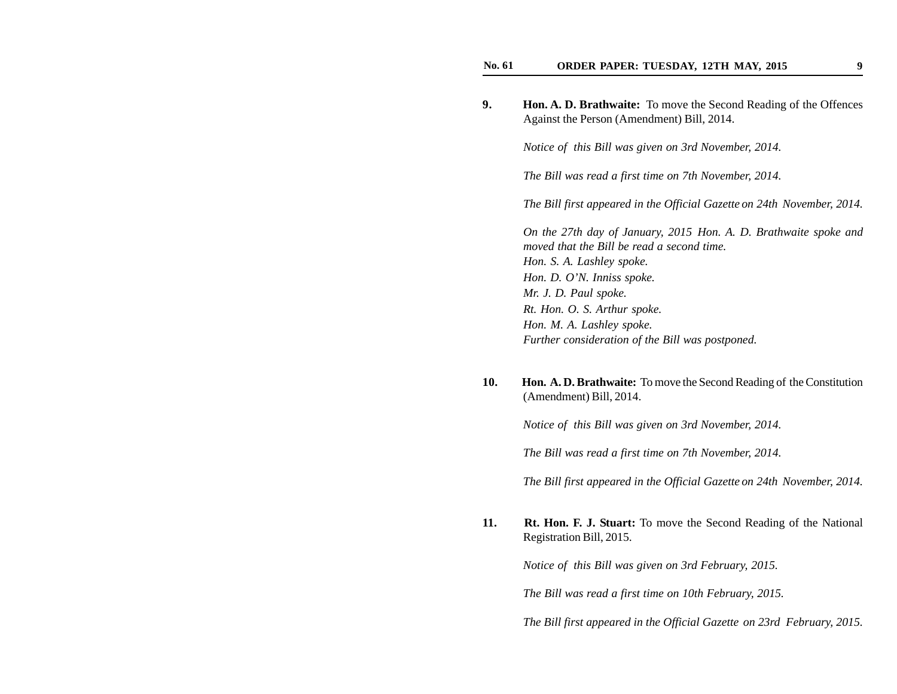9. **Hon. A. D. Brathwaite:** To move the Second Reading of the Offences Against the Person (Amendment) Bill, 2014.

   *Notice of this Bill was given on 3rd November, 2014.*

   *The Bill was read a first time on 7th November, 2014.*

   *The Bill first appeared in the Official Gazette on 24th November, 2014.*

   *On the 27th day of January, 2015 Hon. A. D. Brathwaite spoke and moved that the Bill be read a second time.*
   *Hon. S. A. Lashley spoke.*
   *Hon. D. O'N. Inniss spoke.*
   *Mr. J. D. Paul spoke.*
   *Rt. Hon. O. S. Arthur spoke.*
   *Hon. M. A. Lashley spoke.*
   *Further consideration of the Bill was postponed.*

10. **Hon. A. D. Brathwaite:** To move the Second Reading of the Constitution (Amendment) Bill, 2014.

    *Notice of this Bill was given on 3rd November, 2014.*

    *The Bill was read a first time on 7th November, 2014.*

    *The Bill first appeared in the Official Gazette on 24th November, 2014.*

11. **Rt. Hon. F. J. Stuart:** To move the Second Reading of the National Registration Bill, 2015.

    *Notice of this Bill was given on 3rd February, 2015.*

    *The Bill was read a first time on 10th February, 2015.*

    *The Bill first appeared in the Official Gazette on 23rd February, 2015.*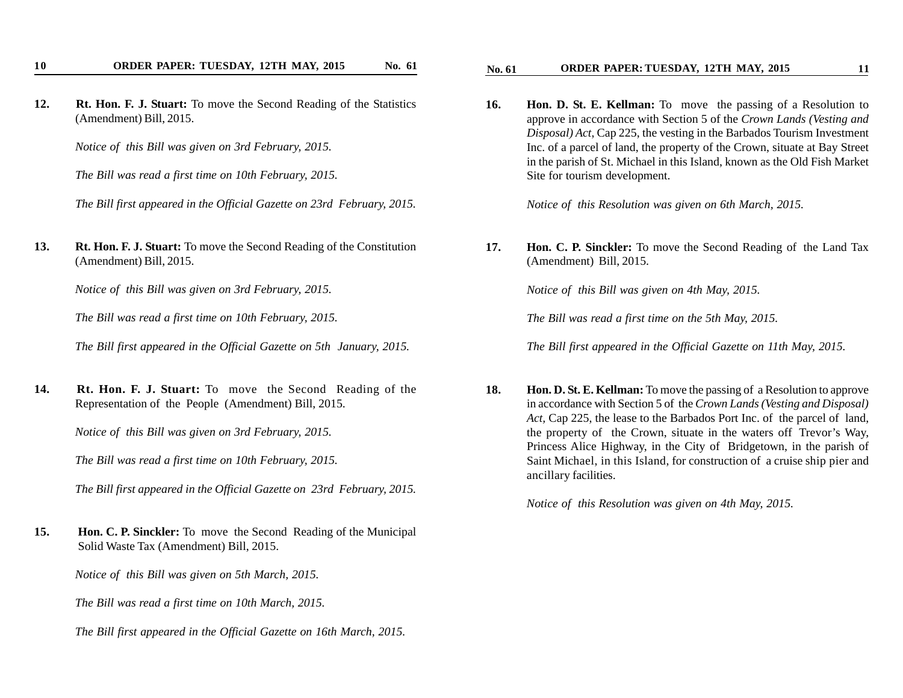**12.** **Rt. Hon. F. J. Stuart:** To move the Second Reading of the Statistics (Amendment) Bill, 2015.

*Notice of this Bill was given on 3rd February, 2015.*

*The Bill was read a first time on 10th February, 2015.*

*The Bill first appeared in the Official Gazette on 23rd February, 2015.*

**13.** **Rt. Hon. F. J. Stuart:** To move the Second Reading of the Constitution (Amendment) Bill, 2015.

*Notice of this Bill was given on 3rd February, 2015.*

*The Bill was read a first time on 10th February, 2015.*

*The Bill first appeared in the Official Gazette on 5th January, 2015.*

**14.** **Rt. Hon. F. J. Stuart:** To move the Second Reading of the Representation of the People (Amendment) Bill, 2015.

*Notice of this Bill was given on 3rd February, 2015.*

*The Bill was read a first time on 10th February, 2015.*

*The Bill first appeared in the Official Gazette on 23rd February, 2015.*

**15.** **Hon. C. P. Sinckler:** To move the Second Reading of the Municipal Solid Waste Tax (Amendment) Bill, 2015.

*Notice of this Bill was given on 5th March, 2015.*

*The Bill was read a first time on 10th March, 2015.*

*The Bill first appeared in the Official Gazette on 16th March, 2015.*

**16.** **Hon. D. St. E. Kellman:** To move the passing of a Resolution to approve in accordance with Section 5 of the *Crown Lands (Vesting and Disposal) Act*, Cap 225, the vesting in the Barbados Tourism Investment Inc. of a parcel of land, the property of the Crown, situate at Bay Street in the parish of St. Michael in this Island, known as the Old Fish Market Site for tourism development.

*Notice of this Resolution was given on 6th March, 2015.*

**17.** **Hon. C. P. Sinckler:** To move the Second Reading of the Land Tax (Amendment) Bill, 2015.

*Notice of this Bill was given on 4th May, 2015.*

*The Bill was read a first time on the 5th May, 2015.*

*The Bill first appeared in the Official Gazette on 11th May, 2015.*

**18.** **Hon. D. St. E. Kellman:** To move the passing of a Resolution to approve in accordance with Section 5 of the *Crown Lands (Vesting and Disposal) Act*, Cap 225, the lease to the Barbados Port Inc. of the parcel of land, the property of the Crown, situate in the waters off Trevor's Way, Princess Alice Highway, in the City of Bridgetown, in the parish of Saint Michael, in this Island, for construction of a cruise ship pier and ancillary facilities.

*Notice of this Resolution was given on 4th May, 2015.*